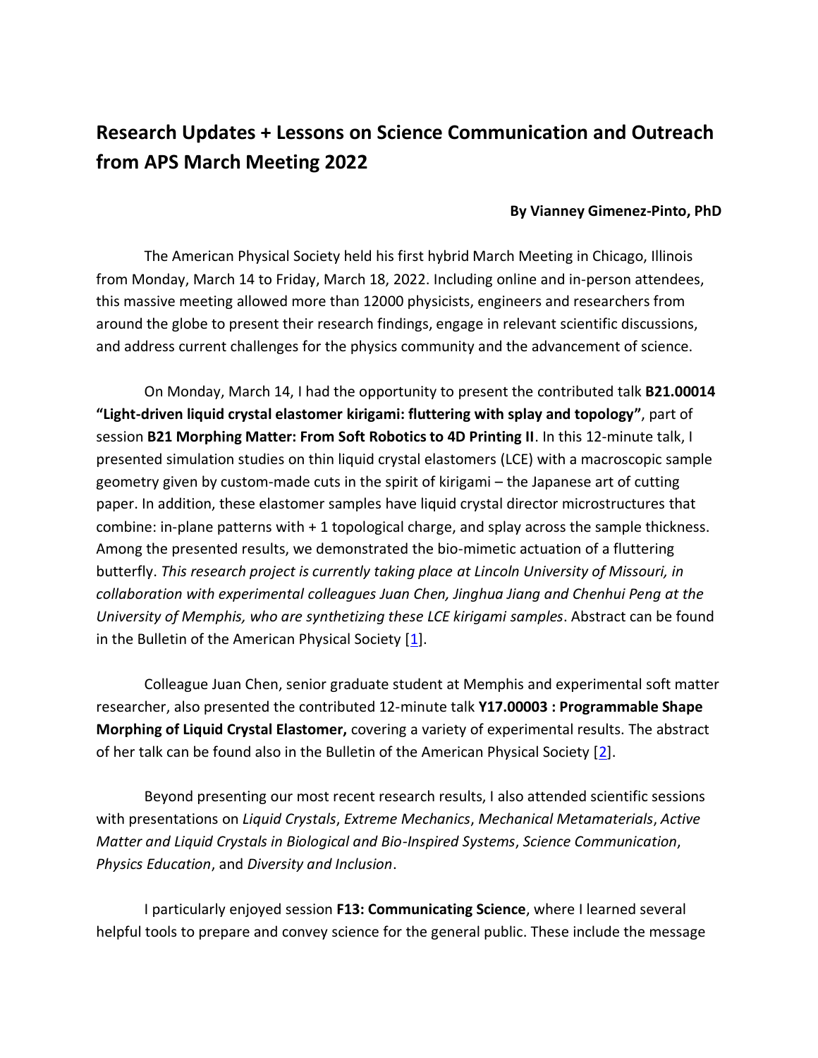# Research Updates + Lessons on Science Communication and Outreach from APS March Meeting 2022

**By Vianney Gimenez-Pinto, PhD**

The American Physical Society held his first hybrid March Meeting in Chicago, Illinois from Monday, March 14 to Friday, March 18, 2022. Including online and in-person attendees, this massive meeting allowed more than 12000 physicists, engineers and researchers from around the globe to present their research findings, engage in relevant scientific discussions, and address current challenges for the physics community and the advancement of science.

On Monday, March 14, I had the opportunity to present the contributed talk **B21.00014 "Light-driven liquid crystal elastomer kirigami: fluttering with splay and topology"**, part of session **B21 Morphing Matter: From Soft Robotics to 4D Printing II**. In this 12-minute talk, I presented simulation studies on thin liquid crystal elastomers (LCE) with a macroscopic sample geometry given by custom-made cuts in the spirit of kirigami – the Japanese art of cutting paper. In addition, these elastomer samples have liquid crystal director microstructures that combine: in-plane patterns with + 1 topological charge, and splay across the sample thickness. Among the presented results, we demonstrated the bio-mimetic actuation of a fluttering butterfly. *This research project is currently taking place at Lincoln University of Missouri, in collaboration with experimental colleagues Juan Chen, Jinghua Jiang and Chenhui Peng at the University of Memphis, who are synthetizing these LCE kirigami samples*. Abstract can be found in the Bulletin of the American Physical Society [1].

Colleague Juan Chen, senior graduate student at Memphis and experimental soft matter researcher, also presented the contributed 12-minute talk **Y17.00003 : Programmable Shape Morphing of Liquid Crystal Elastomer,** covering a variety of experimental results. The abstract of her talk can be found also in the Bulletin of the American Physical Society [2].

Beyond presenting our most recent research results, I also attended scientific sessions with presentations on *Liquid Crystals*, *Extreme Mechanics*, *Mechanical Metamaterials*, *Active Matter and Liquid Crystals in Biological and Bio-Inspired Systems*, *Science Communication*, *Physics Education*, and *Diversity and Inclusion*.

I particularly enjoyed session **F13: Communicating Science**, where I learned several helpful tools to prepare and convey science for the general public. These include the message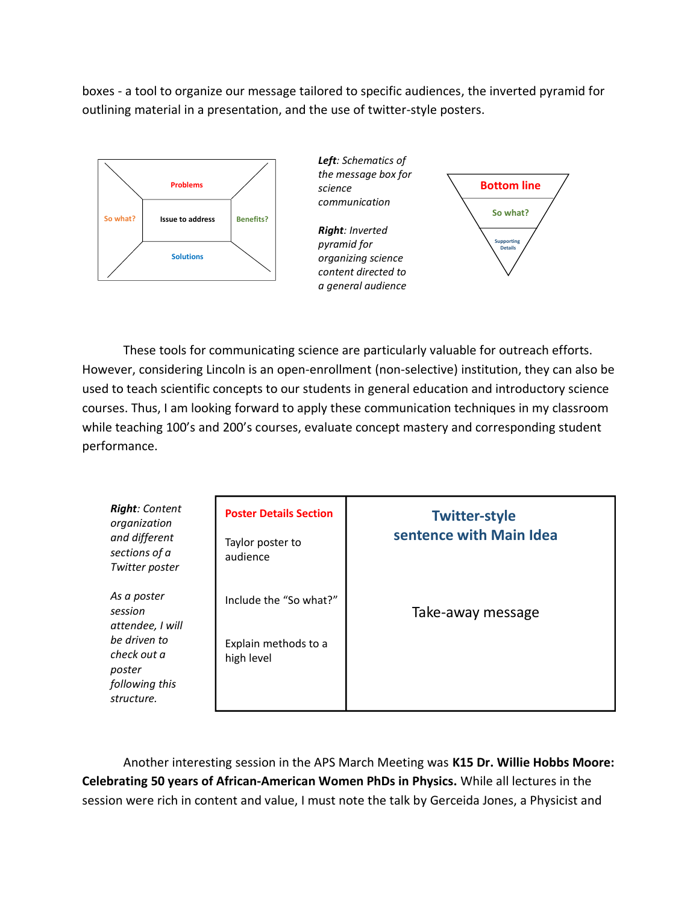boxes - a tool to organize our message tailored to specific audiences, the inverted pyramid for outlining material in a presentation, and the use of twitter-style posters.

Problems

So what? | Issue to address | Benefits?

Solutions

***Left**: Schematics of the message box for science communication*

***Right**: Inverted pyramid for organizing science content directed to a general audience*

Bottom line

So what?

Supporting Details

These tools for communicating science are particularly valuable for outreach efforts. However, considering Lincoln is an open-enrollment (non-selective) institution, they can also be used to teach scientific concepts to our students in general education and introductory science courses. Thus, I am looking forward to apply these communication techniques in my classroom while teaching 100's and 200's courses, evaluate concept mastery and corresponding student performance.

***Right**: Content organization and different sections of a Twitter poster*

*As a poster session attendee, I will be driven to check out a poster following this structure.*

| Poster Details Section | Twitter-style sentence with Main Idea |
|---|---|
| Taylor poster to audience<br><br>Include the "So what?"<br><br>Explain methods to a high level | Take-away message |

Another interesting session in the APS March Meeting was **K15 Dr. Willie Hobbs Moore: Celebrating 50 years of African-American Women PhDs in Physics.** While all lectures in the session were rich in content and value, I must note the talk by Gerceida Jones, a Physicist and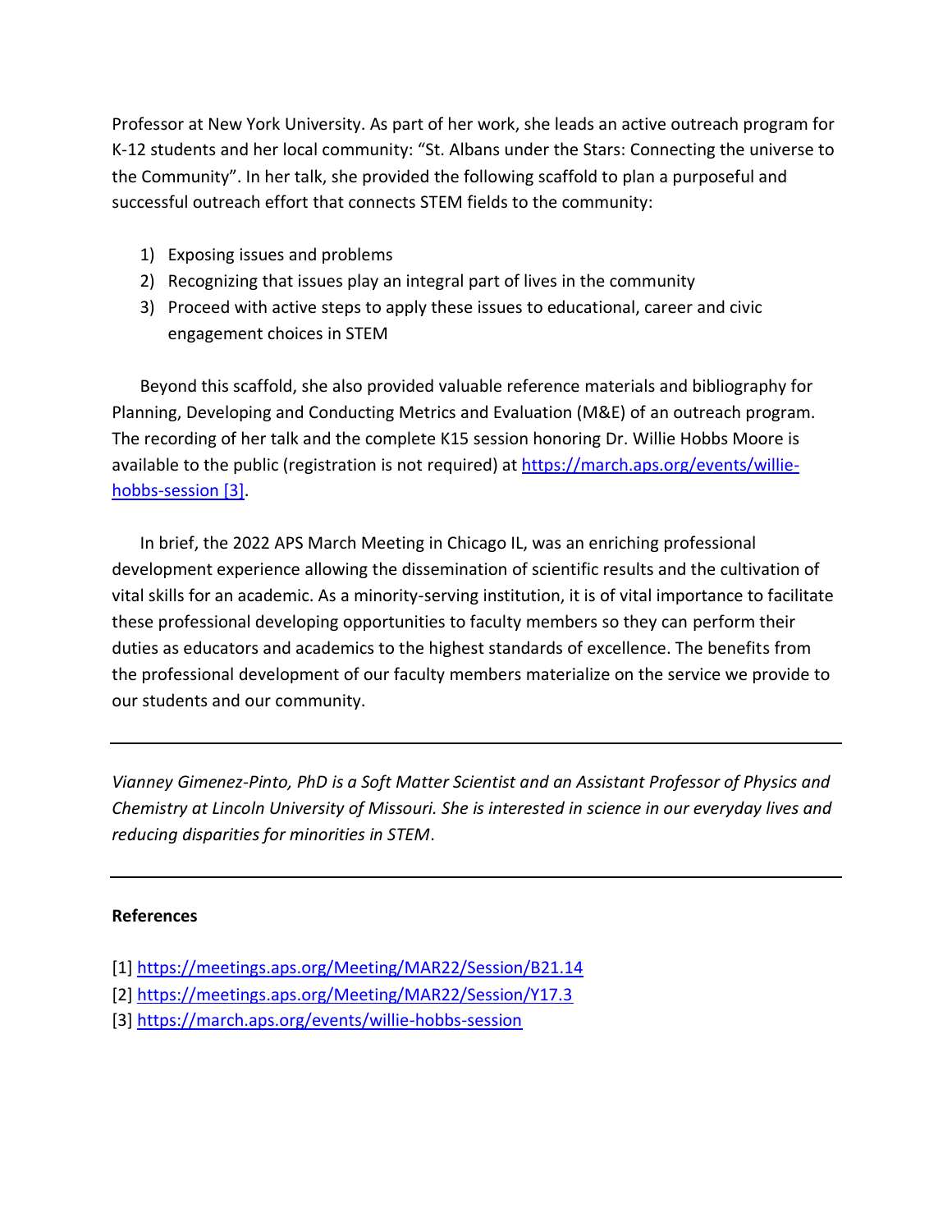Professor at New York University. As part of her work, she leads an active outreach program for K-12 students and her local community: "St. Albans under the Stars: Connecting the universe to the Community". In her talk, she provided the following scaffold to plan a purposeful and successful outreach effort that connects STEM fields to the community:

1) Exposing issues and problems
2) Recognizing that issues play an integral part of lives in the community
3) Proceed with active steps to apply these issues to educational, career and civic engagement choices in STEM

Beyond this scaffold, she also provided valuable reference materials and bibliography for Planning, Developing and Conducting Metrics and Evaluation (M&E) of an outreach program. The recording of her talk and the complete K15 session honoring Dr. Willie Hobbs Moore is available to the public (registration is not required) at [https://march.aps.org/events/willie-hobbs-session [3]](https://march.aps.org/events/willie-hobbs-session).

In brief, the 2022 APS March Meeting in Chicago IL, was an enriching professional development experience allowing the dissemination of scientific results and the cultivation of vital skills for an academic. As a minority-serving institution, it is of vital importance to facilitate these professional developing opportunities to faculty members so they can perform their duties as educators and academics to the highest standards of excellence. The benefits from the professional development of our faculty members materialize on the service we provide to our students and our community.

---

*Vianney Gimenez-Pinto, PhD is a Soft Matter Scientist and an Assistant Professor of Physics and Chemistry at Lincoln University of Missouri. She is interested in science in our everyday lives and reducing disparities for minorities in STEM*.

---

**References**

[1] https://meetings.aps.org/Meeting/MAR22/Session/B21.14
[2] https://meetings.aps.org/Meeting/MAR22/Session/Y17.3
[3] https://march.aps.org/events/willie-hobbs-session